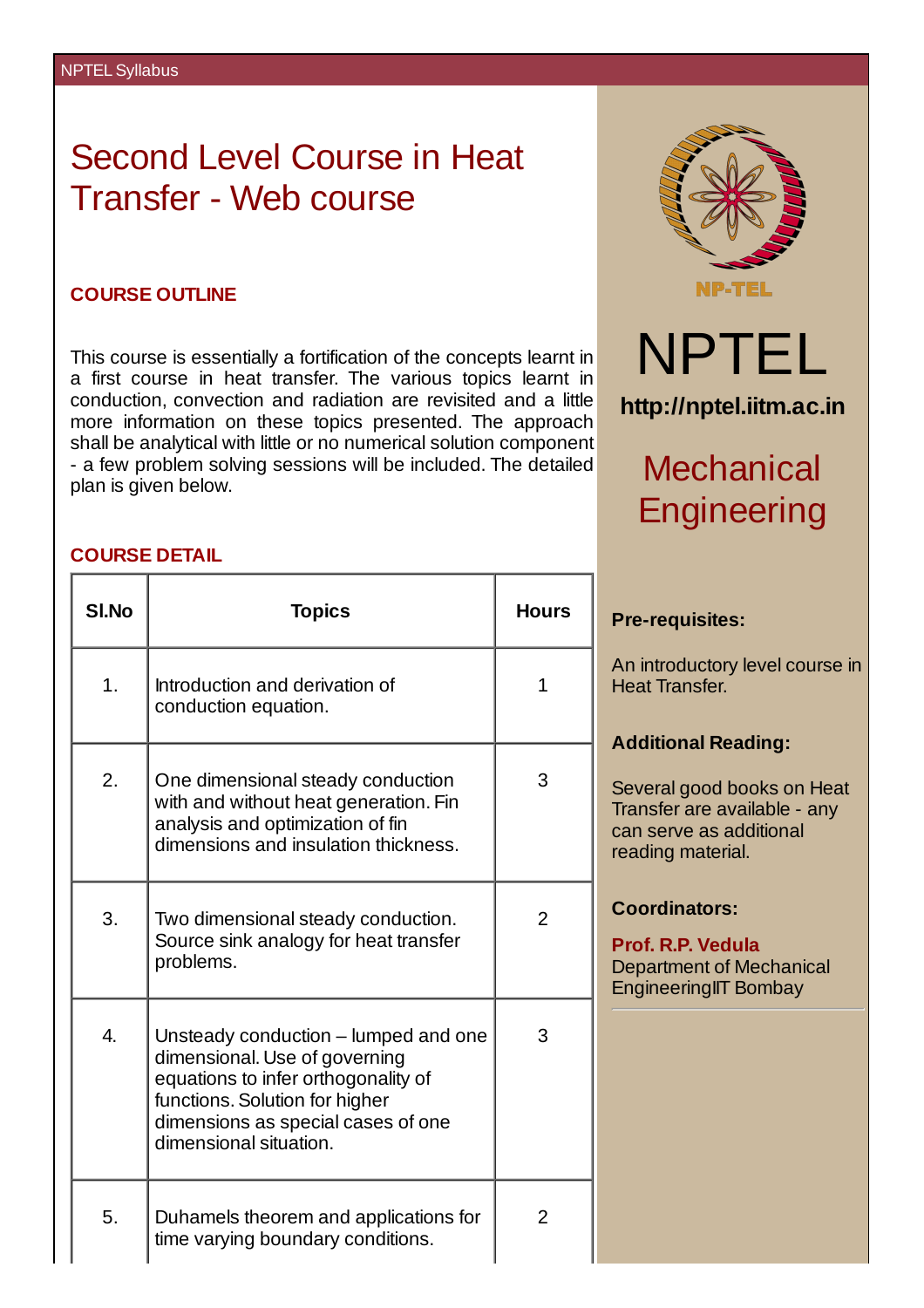# Second Level Course in Heat Transfer - Web course

## COURSE OUTLINE

This course is essentially a fortification of the concepts learnt in a first course in heat transfer. The various topics learnt in conduction, convection and radiation are revisited and a little more information on these topics presented. The approach shall be analytical with little or no numerical solution component - a few problem solving sessions will be included. The detailed plan is given below.

## COURSE DETAIL

| Sl.No | Topics | Hours |
|---|---|---|
| 1. | Introduction and derivation of conduction equation. | 1 |
| 2. | One dimensional steady conduction with and without heat generation. Fin analysis and optimization of fin dimensions and insulation thickness. | 3 |
| 3. | Two dimensional steady conduction. Source sink analogy for heat transfer problems. | 2 |
| 4. | Unsteady conduction – lumped and one dimensional. Use of governing equations to infer orthogonality of functions. Solution for higher dimensions as special cases of one dimensional situation. | 3 |
| 5. | Duhamels theorem and applications for time varying boundary conditions. | 2 |

NP-TEL

NPTEL

http://nptel.iitm.ac.in

## Mechanical Engineering

**Pre-requisites:**

An introductory level course in Heat Transfer.

**Additional Reading:**

Several good books on Heat Transfer are available - any can serve as additional reading material.

**Coordinators:**

**Prof. R.P. Vedula**
Department of Mechanical EngineeringIIT Bombay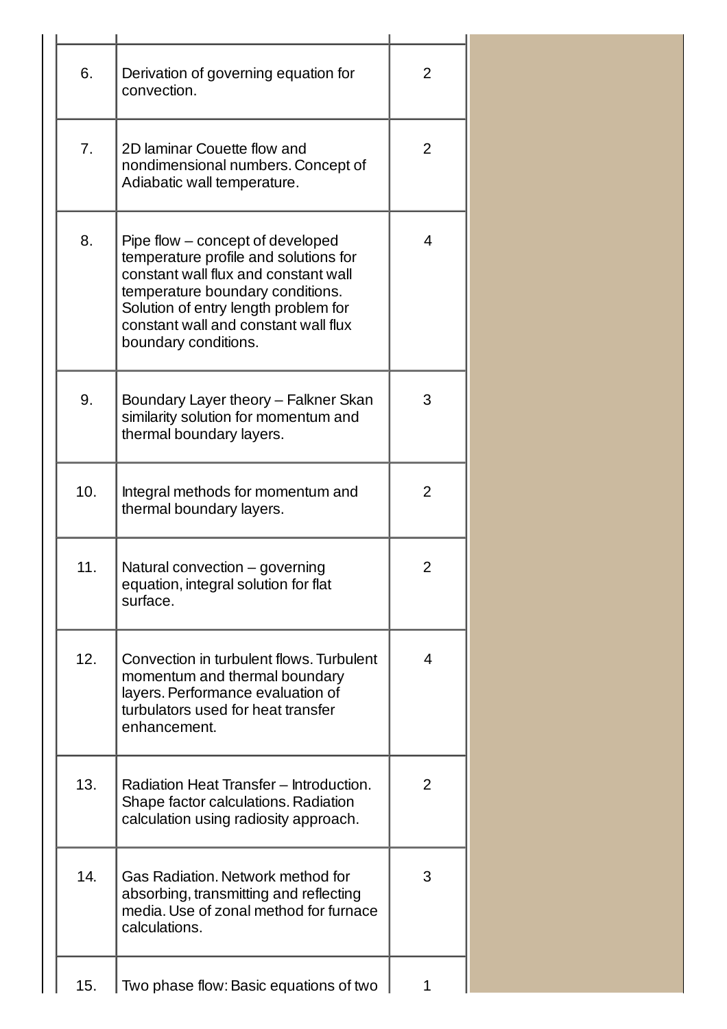| | | |
|---|---|---|
| 6. | Derivation of governing equation for convection. | 2 |
| 7. | 2D laminar Couette flow and nondimensional numbers. Concept of Adiabatic wall temperature. | 2 |
| 8. | Pipe flow – concept of developed temperature profile and solutions for constant wall flux and constant wall temperature boundary conditions. Solution of entry length problem for constant wall and constant wall flux boundary conditions. | 4 |
| 9. | Boundary Layer theory – Falkner Skan similarity solution for momentum and thermal boundary layers. | 3 |
| 10. | Integral methods for momentum and thermal boundary layers. | 2 |
| 11. | Natural convection – governing equation, integral solution for flat surface. | 2 |
| 12. | Convection in turbulent flows. Turbulent momentum and thermal boundary layers. Performance evaluation of turbulators used for heat transfer enhancement. | 4 |
| 13. | Radiation Heat Transfer – Introduction. Shape factor calculations. Radiation calculation using radiosity approach. | 2 |
| 14. | Gas Radiation. Network method for absorbing, transmitting and reflecting media. Use of zonal method for furnace calculations. | 3 |
| 15. | Two phase flow: Basic equations of two | 1 |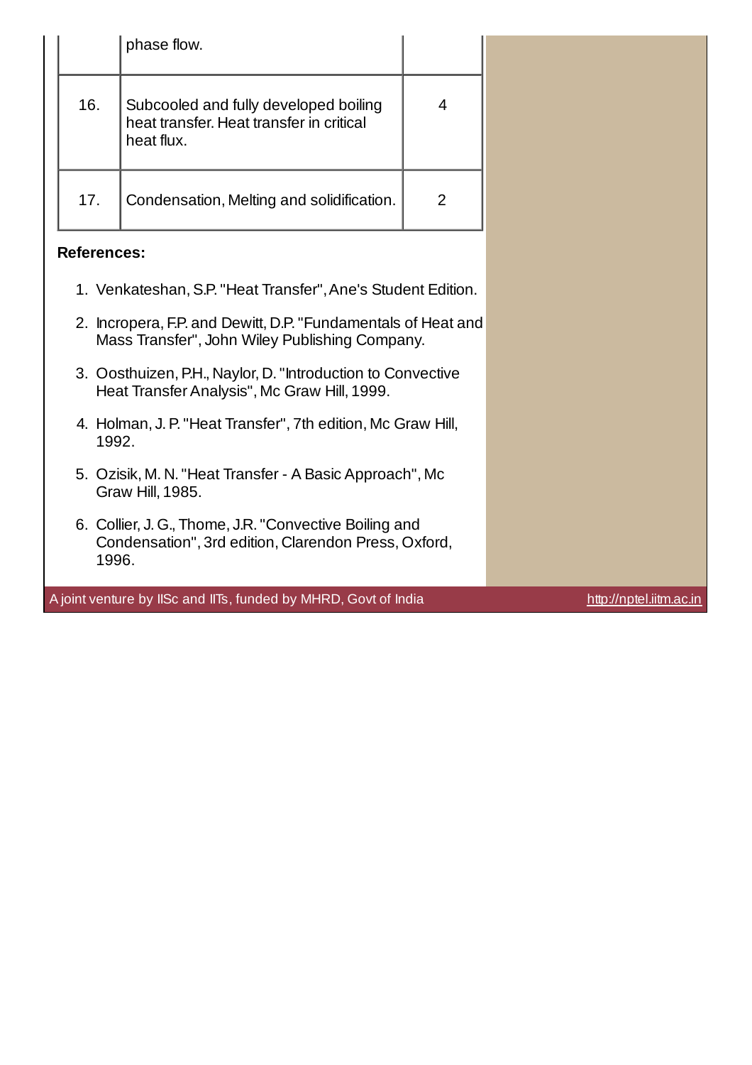| | | |
|---|---|---|
| | phase flow. | |
| 16. | Subcooled and fully developed boiling heat transfer. Heat transfer in critical heat flux. | 4 |
| 17. | Condensation, Melting and solidification. | 2 |

**References:**

1. Venkateshan, S.P. "Heat Transfer", Ane's Student Edition.
2. Incropera, F.P. and Dewitt, D.P. "Fundamentals of Heat and Mass Transfer", John Wiley Publishing Company.
3. Oosthuizen, P.H., Naylor, D. "Introduction to Convective Heat Transfer Analysis", Mc Graw Hill, 1999.
4. Holman, J. P. "Heat Transfer", 7th edition, Mc Graw Hill, 1992.
5. Ozisik, M. N. "Heat Transfer - A Basic Approach", Mc Graw Hill, 1985.
6. Collier, J. G., Thome, J.R. "Convective Boiling and Condensation", 3rd edition, Clarendon Press, Oxford, 1996.

A joint venture by IISc and IITs, funded by MHRD, Govt of India http://nptel.iitm.ac.in